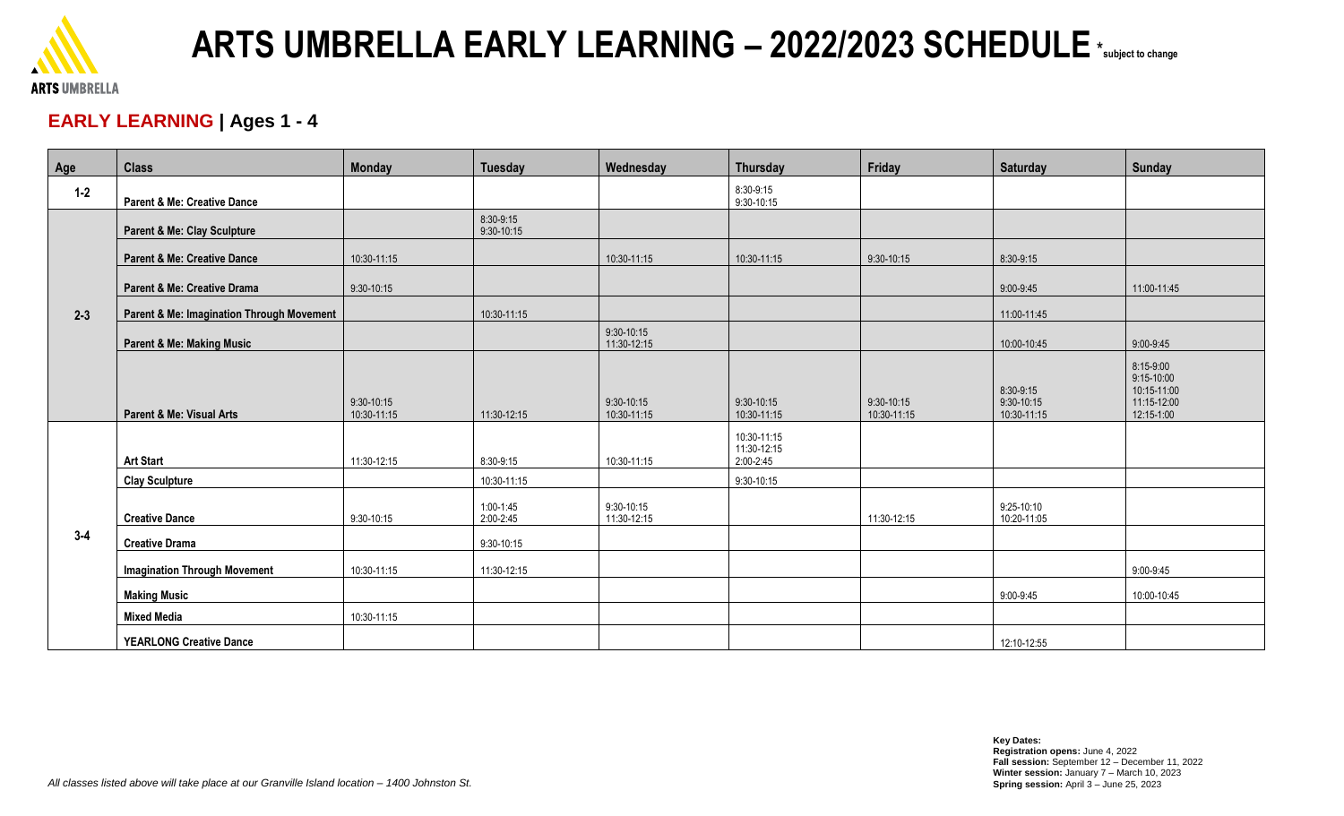# ARTS UMBRELLA EARLY LEARNING – 2022/2023 SCHEDULE *subject to change

## EARLY LEARNING | Ages 1 - 4

| Age | Class | Monday | Tuesday | Wednesday | Thursday | Friday | Saturday | Sunday |
|---|---|---|---|---|---|---|---|---|
| 1-2 | Parent & Me: Creative Dance | | | | 8:30-9:15<br>9:30-10:15 | | | |
| 2-3 | Parent & Me: Clay Sculpture | | 8:30-9:15<br>9:30-10:15 | | | | | |
| | Parent & Me: Creative Dance | 10:30-11:15 | | 10:30-11:15 | 10:30-11:15 | 9:30-10:15 | 8:30-9:15 | |
| | Parent & Me: Creative Drama | 9:30-10:15 | | | | | 9:00-9:45 | 11:00-11:45 |
| | Parent & Me: Imagination Through Movement | | 10:30-11:15 | | | | 11:00-11:45 | |
| | Parent & Me: Making Music | | | 9:30-10:15<br>11:30-12:15 | | | 10:00-10:45 | 9:00-9:45 |
| | Parent & Me: Visual Arts | 9:30-10:15<br>10:30-11:15 | 11:30-12:15 | 9:30-10:15<br>10:30-11:15 | 9:30-10:15<br>10:30-11:15 | 9:30-10:15<br>10:30-11:15 | 8:30-9:15<br>9:30-10:15<br>10:30-11:15 | 8:15-9:00<br>9:15-10:00<br>10:15-11:00<br>11:15-12:00<br>12:15-1:00 |
| 3-4 | Art Start | 11:30-12:15 | 8:30-9:15 | 10:30-11:15 | 10:30-11:15<br>11:30-12:15<br>2:00-2:45 | | | |
| | Clay Sculpture | | 10:30-11:15 | | 9:30-10:15 | | | |
| | Creative Dance | 9:30-10:15 | 1:00-1:45<br>2:00-2:45 | 9:30-10:15<br>11:30-12:15 | | 11:30-12:15 | 9:25-10:10<br>10:20-11:05 | |
| | Creative Drama | | 9:30-10:15 | | | | | |
| | Imagination Through Movement | 10:30-11:15 | 11:30-12:15 | | | | | 9:00-9:45 |
| | Making Music | | | | | | 9:00-9:45 | 10:00-10:45 |
| | Mixed Media | 10:30-11:15 | | | | | | |
| | YEARLONG Creative Dance | | | | | | 12:10-12:55 | |

*All classes listed above will take place at our Granville Island location – 1400 Johnston St.*

**Key Dates:**
**Registration opens:** June 4, 2022
**Fall session:** September 12 – December 11, 2022
**Winter session:** January 7 – March 10, 2023
**Spring session:** April 3 – June 25, 2023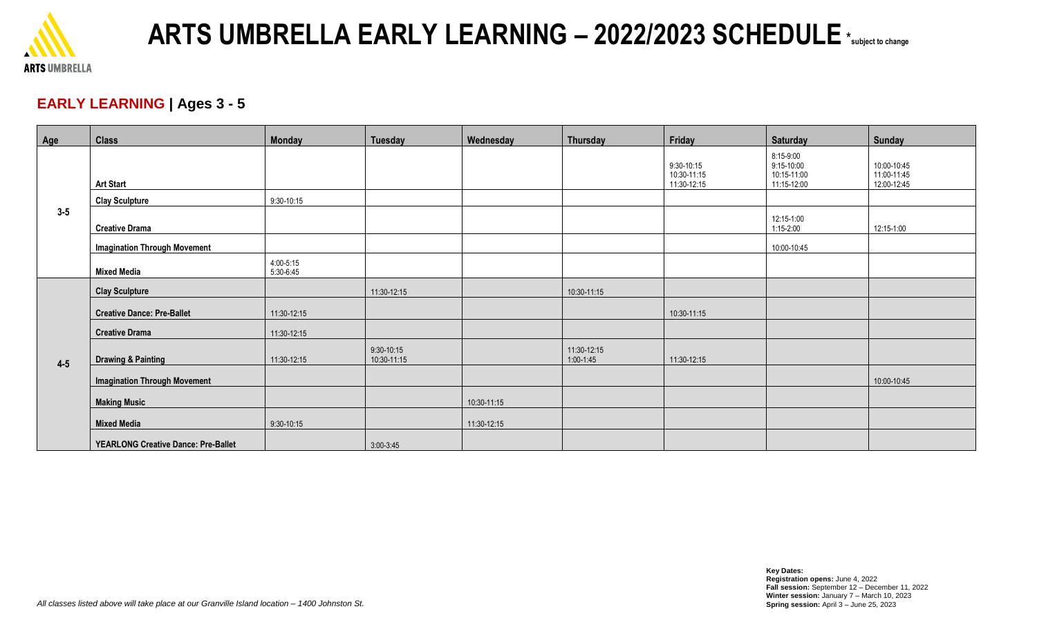# ARTS UMBRELLA EARLY LEARNING – 2022/2023 SCHEDULE *subject to change

## EARLY LEARNING | Ages 3 - 5

| Age | Class | Monday | Tuesday | Wednesday | Thursday | Friday | Saturday | Sunday |
|---|---|---|---|---|---|---|---|---|
| 3-5 | Art Start | | | | | 9:30-10:15<br>10:30-11:15<br>11:30-12:15 | 8:15-9:00<br>9:15-10:00<br>10:15-11:00<br>11:15-12:00 | 10:00-10:45<br>11:00-11:45<br>12:00-12:45 |
| | Clay Sculpture | 9:30-10:15 | | | | | | |
| | Creative Drama | | | | | | 12:15-1:00<br>1:15-2:00 | 12:15-1:00 |
| | Imagination Through Movement | | | | | | 10:00-10:45 | |
| | Mixed Media | 4:00-5:15<br>5:30-6:45 | | | | | | |
| 4-5 | Clay Sculpture | | 11:30-12:15 | | 10:30-11:15 | | | |
| | Creative Dance: Pre-Ballet | 11:30-12:15 | | | | 10:30-11:15 | | |
| | Creative Drama | 11:30-12:15 | | | | | | |
| | Drawing & Painting | 11:30-12:15 | 9:30-10:15<br>10:30-11:15 | | 11:30-12:15<br>1:00-1:45 | 11:30-12:15 | | |
| | Imagination Through Movement | | | | | | | 10:00-10:45 |
| | Making Music | | | 10:30-11:15 | | | | |
| | Mixed Media | 9:30-10:15 | | 11:30-12:15 | | | | |
| | YEARLONG Creative Dance: Pre-Ballet | | 3:00-3:45 | | | | | |

*All classes listed above will take place at our Granville Island location – 1400 Johnston St.*

**Key Dates:**
**Registration opens:** June 4, 2022
**Fall session:** September 12 – December 11, 2022
**Winter session:** January 7 – March 10, 2023
**Spring session:** April 3 – June 25, 2023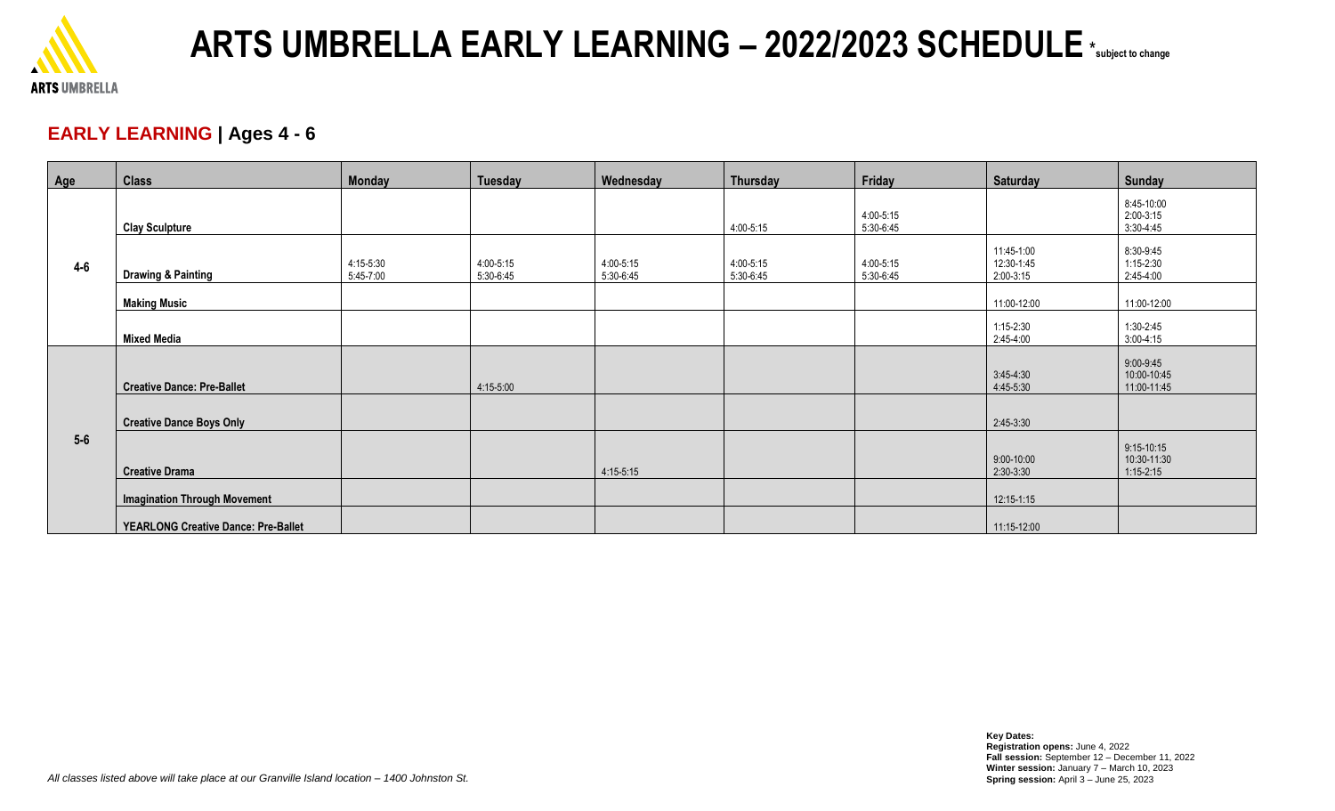# ARTS UMBRELLA EARLY LEARNING – 2022/2023 SCHEDULE *subject to change

## EARLY LEARNING | Ages 4 - 6

| Age | Class | Monday | Tuesday | Wednesday | Thursday | Friday | Saturday | Sunday |
|---|---|---|---|---|---|---|---|---|
| 4-6 | **Clay Sculpture** | | | | 4:00-5:15 | 4:00-5:15<br>5:30-6:45 | | 8:45-10:00<br>2:00-3:15<br>3:30-4:45 |
| | **Drawing & Painting** | 4:15-5:30<br>5:45-7:00 | 4:00-5:15<br>5:30-6:45 | 4:00-5:15<br>5:30-6:45 | 4:00-5:15<br>5:30-6:45 | 4:00-5:15<br>5:30-6:45 | 11:45-1:00<br>12:30-1:45<br>2:00-3:15 | 8:30-9:45<br>1:15-2:30<br>2:45-4:00 |
| | **Making Music** | | | | | | 11:00-12:00 | 11:00-12:00 |
| | **Mixed Media** | | | | | | 1:15-2:30<br>2:45-4:00 | 1:30-2:45<br>3:00-4:15 |
| 5-6 | **Creative Dance: Pre-Ballet** | | 4:15-5:00 | | | | 3:45-4:30<br>4:45-5:30 | 9:00-9:45<br>10:00-10:45<br>11:00-11:45 |
| | **Creative Dance Boys Only** | | | | | | 2:45-3:30 | |
| | **Creative Drama** | | | 4:15-5:15 | | | 9:00-10:00<br>2:30-3:30 | 9:15-10:15<br>10:30-11:30<br>1:15-2:15 |
| | **Imagination Through Movement** | | | | | | 12:15-1:15 | |
| | **YEARLONG Creative Dance: Pre-Ballet** | | | | | | 11:15-12:00 | |

*All classes listed above will take place at our Granville Island location – 1400 Johnston St.*

**Key Dates:**
**Registration opens:** June 4, 2022
**Fall session:** September 12 – December 11, 2022
**Winter session:** January 7 – March 10, 2023
**Spring session:** April 3 – June 25, 2023